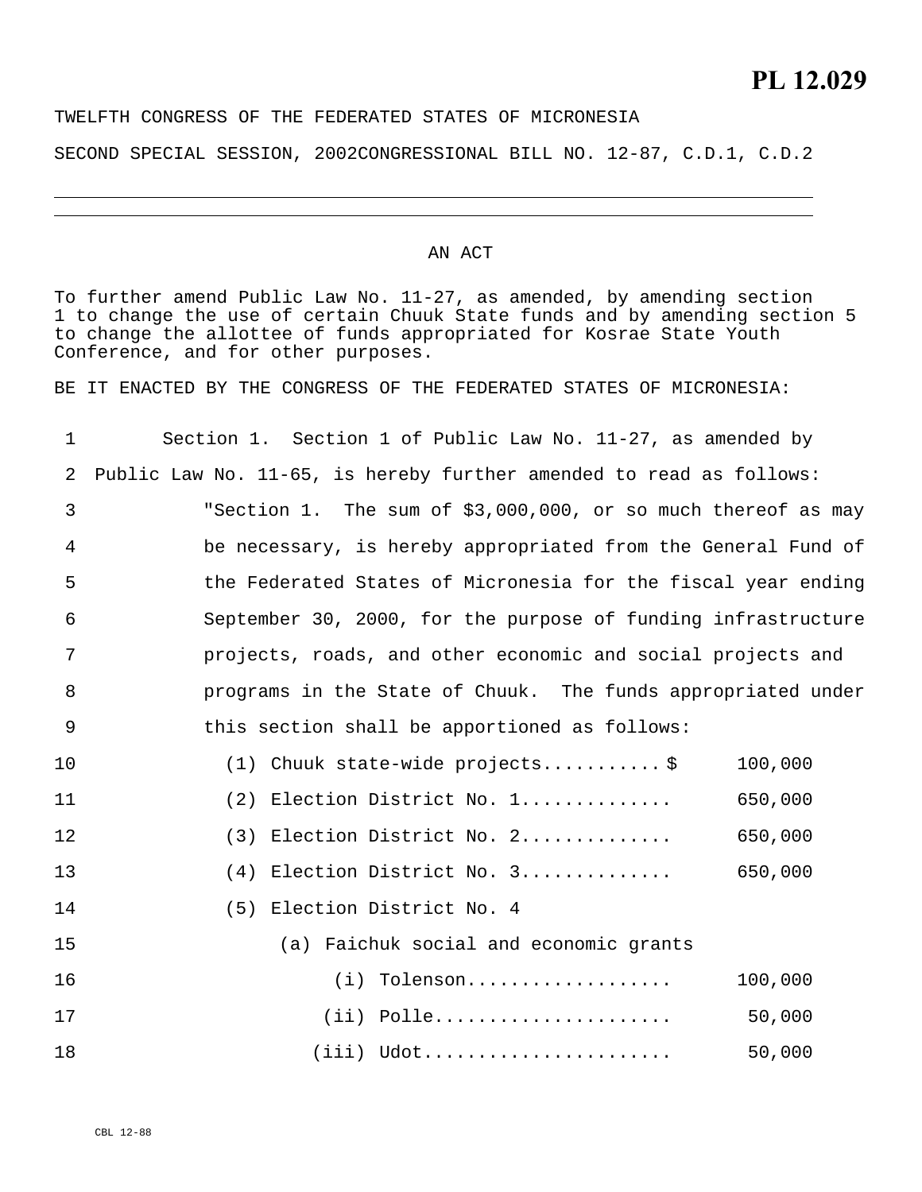# PL 12.029

TWELFTH CONGRESS OF THE FEDERATED STATES OF MICRONESIA

SECOND SPECIAL SESSION, 2002 CONGRESSIONAL BILL NO. 12-87, C.D.1, C.D.2

---

AN ACT

To further amend Public Law No. 11-27, as amended, by amending section 1 to change the use of certain Chuuk State funds and by amending section 5 to change the allottee of funds appropriated for Kosrae State Youth Conference, and for other purposes.

BE IT ENACTED BY THE CONGRESS OF THE FEDERATED STATES OF MICRONESIA:

Section 1. Section 1 of Public Law No. 11-27, as amended by Public Law No. 11-65, is hereby further amended to read as follows:

"Section 1. The sum of $3,000,000, or so much thereof as may be necessary, is hereby appropriated from the General Fund of the Federated States of Micronesia for the fiscal year ending September 30, 2000, for the purpose of funding infrastructure projects, roads, and other economic and social projects and programs in the State of Chuuk. The funds appropriated under this section shall be apportioned as follows:

(1) Chuuk state-wide projects........... $ 100,000

(2) Election District No. 1............. 650,000

(3) Election District No. 2............. 650,000

(4) Election District No. 3............. 650,000

(5) Election District No. 4

(a) Faichuk social and economic grants

(i) Tolenson.................. 100,000

(ii) Polle...................... 50,000

(iii) Udot....................... 50,000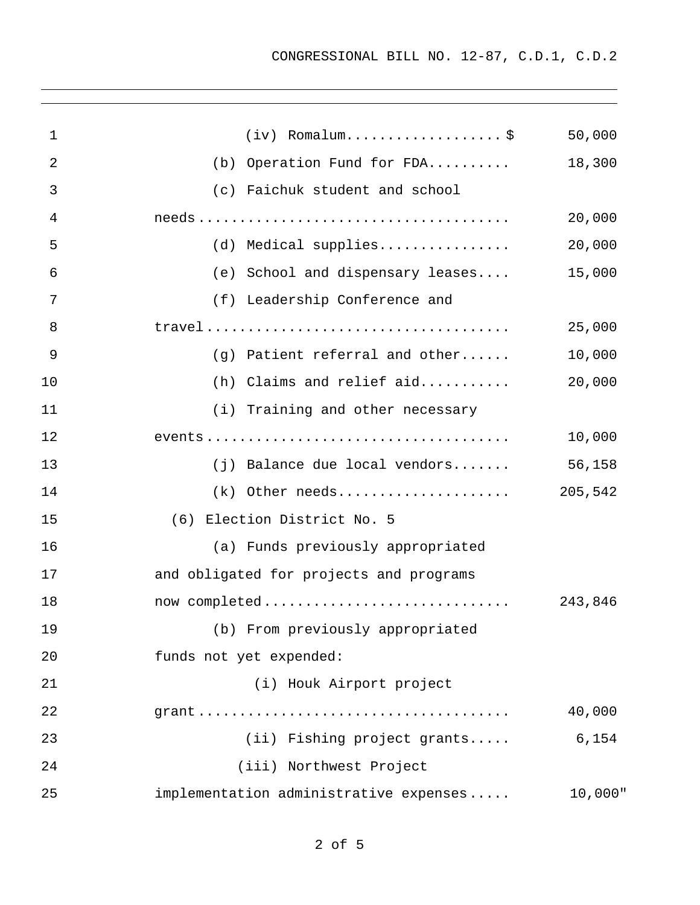(iv) Romalum..................$ 50,000

(b) Operation Fund for FDA.......... 18,300

(c) Faichuk student and school needs...................................... 20,000

(d) Medical supplies................ 20,000

(e) School and dispensary leases.... 15,000

(f) Leadership Conference and travel..................................... 25,000

(g) Patient referral and other...... 10,000

(h) Claims and relief aid........... 20,000

(i) Training and other necessary events..................................... 10,000

(j) Balance due local vendors....... 56,158

(k) Other needs..................... 205,542

(6) Election District No. 5

(a) Funds previously appropriated and obligated for projects and programs now completed............................. 243,846

(b) From previously appropriated funds not yet expended:

(i) Houk Airport project grant...................................... 40,000

(ii) Fishing project grants..... 6,154

(iii) Northwest Project implementation administrative expenses..... 10,000"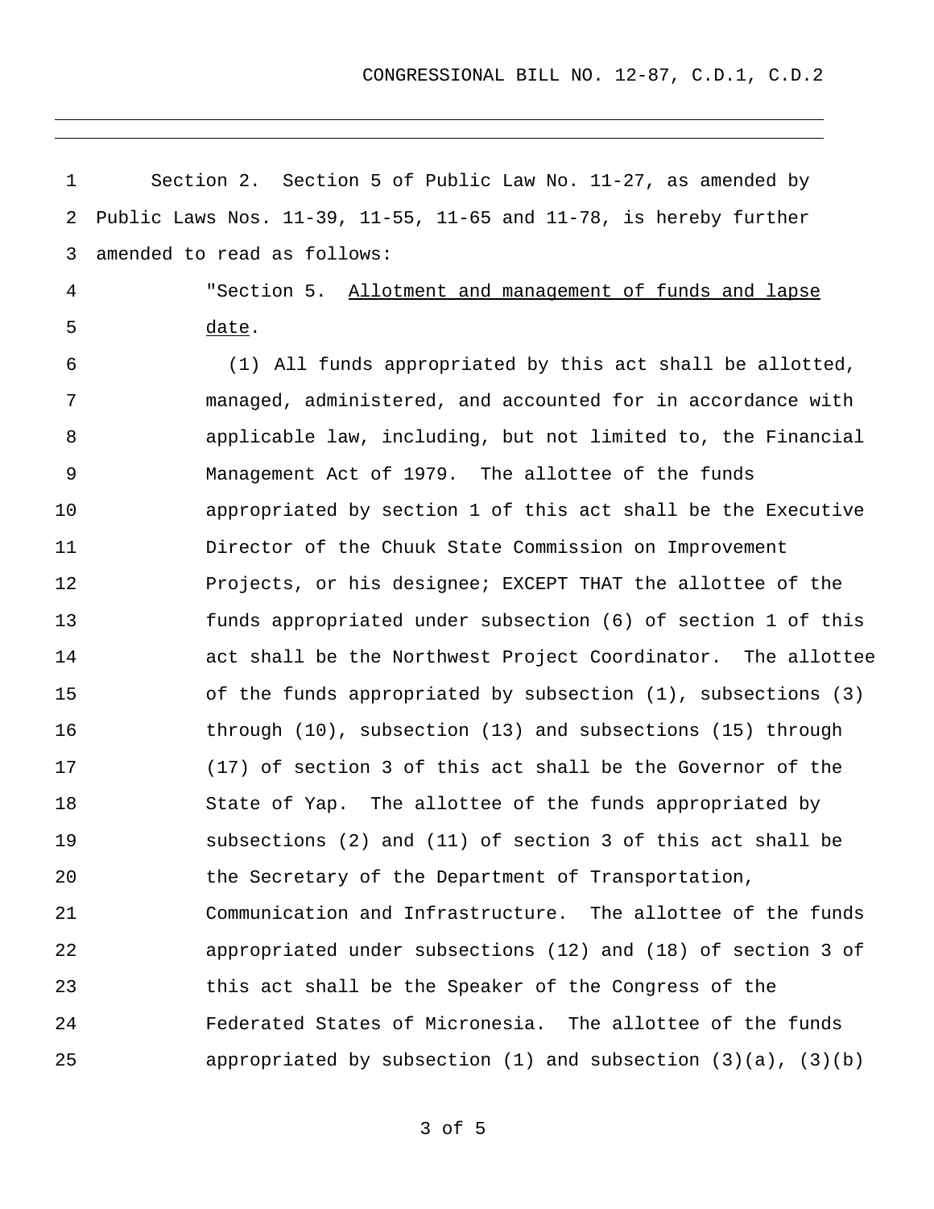Section 2. Section 5 of Public Law No. 11-27, as amended by Public Laws Nos. 11-39, 11-55, 11-65 and 11-78, is hereby further amended to read as follows:

"Section 5. Allotment and management of funds and lapse date.

(1) All funds appropriated by this act shall be allotted, managed, administered, and accounted for in accordance with applicable law, including, but not limited to, the Financial Management Act of 1979. The allottee of the funds appropriated by section 1 of this act shall be the Executive Director of the Chuuk State Commission on Improvement Projects, or his designee; EXCEPT THAT the allottee of the funds appropriated under subsection (6) of section 1 of this act shall be the Northwest Project Coordinator. The allottee of the funds appropriated by subsection (1), subsections (3) through (10), subsection (13) and subsections (15) through (17) of section 3 of this act shall be the Governor of the State of Yap. The allottee of the funds appropriated by subsections (2) and (11) of section 3 of this act shall be the Secretary of the Department of Transportation, Communication and Infrastructure. The allottee of the funds appropriated under subsections (12) and (18) of section 3 of this act shall be the Speaker of the Congress of the Federated States of Micronesia. The allottee of the funds appropriated by subsection (1) and subsection (3)(a), (3)(b)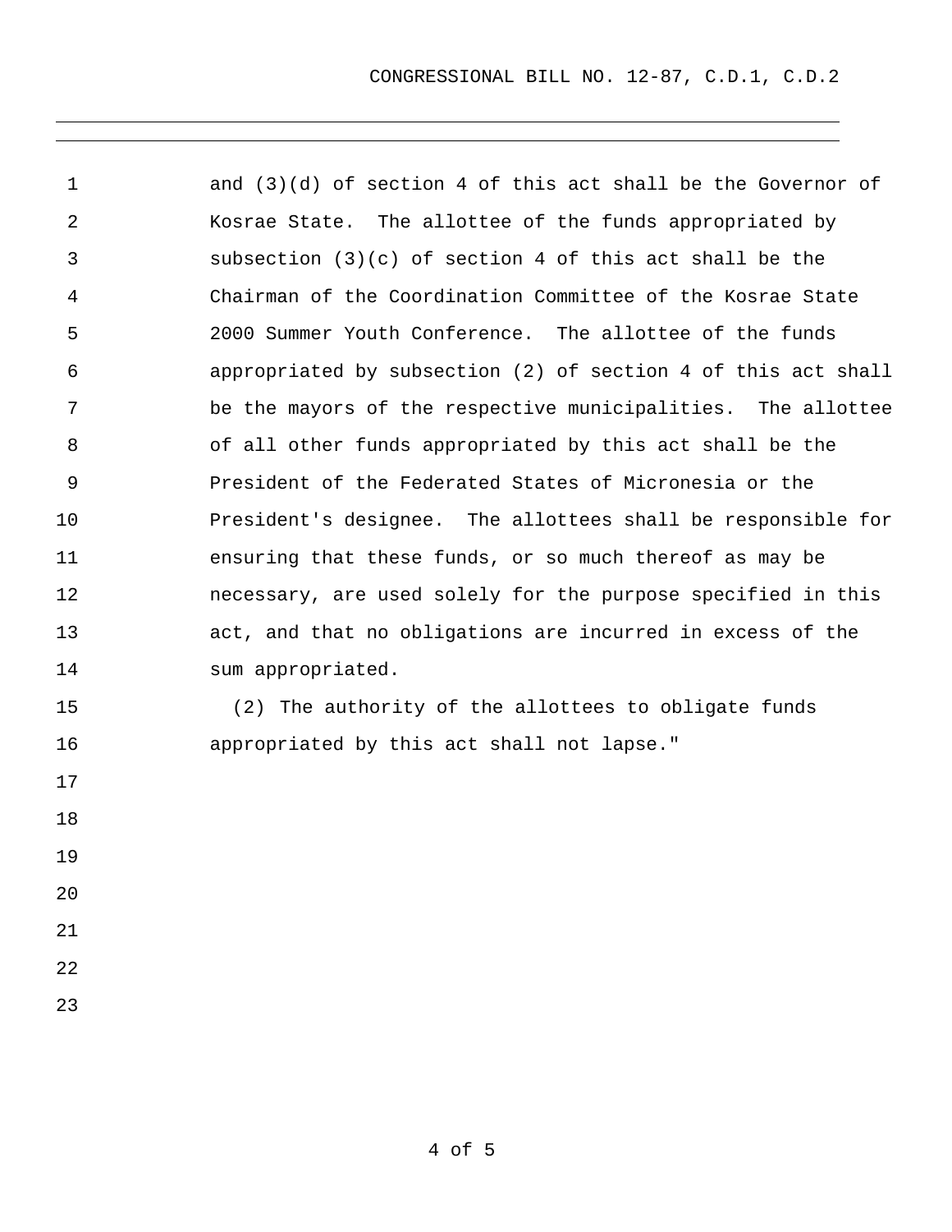and (3)(d) of section 4 of this act shall be the Governor of Kosrae State. The allottee of the funds appropriated by subsection (3)(c) of section 4 of this act shall be the Chairman of the Coordination Committee of the Kosrae State 2000 Summer Youth Conference. The allottee of the funds appropriated by subsection (2) of section 4 of this act shall be the mayors of the respective municipalities. The allottee of all other funds appropriated by this act shall be the President of the Federated States of Micronesia or the President's designee. The allottees shall be responsible for ensuring that these funds, or so much thereof as may be necessary, are used solely for the purpose specified in this act, and that no obligations are incurred in excess of the sum appropriated.

(2) The authority of the allottees to obligate funds appropriated by this act shall not lapse."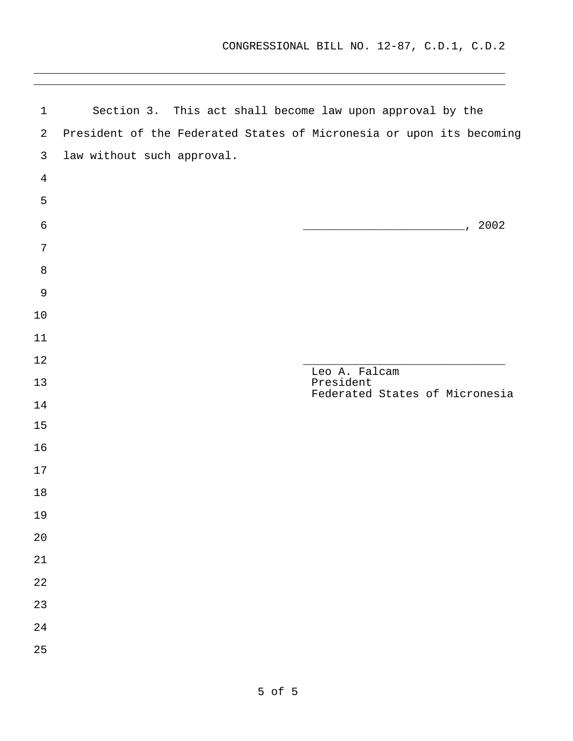Section 3. This act shall become law upon approval by the President of the Federated States of Micronesia or upon its becoming law without such approval.

________________________, 2002

______________________________
Leo A. Falcam
President
Federated States of Micronesia